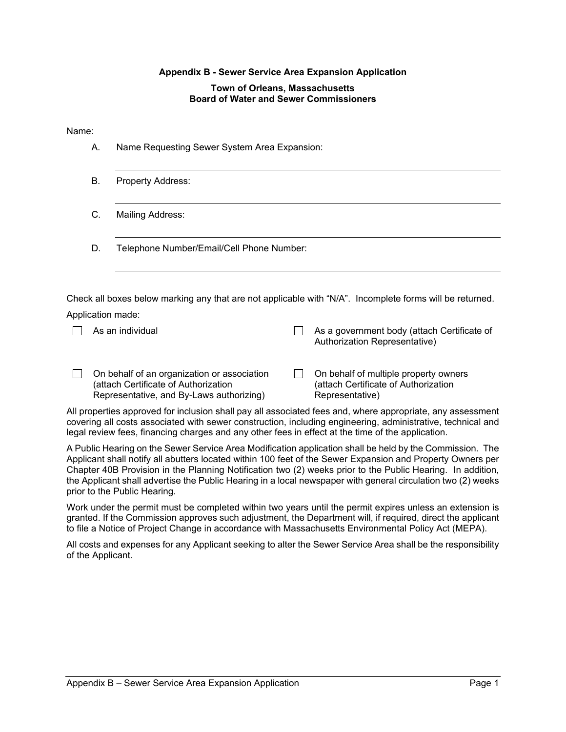**Appendix B - Sewer Service Area Expansion Application**

**Town of Orleans, Massachusetts**
**Board of Water and Sewer Commissioners**

Name:

A. Name Requesting Sewer System Area Expansion:

______________________________________________

B. Property Address:

______________________________________________

C. Mailing Address:

______________________________________________

D. Telephone Number/Email/Cell Phone Number:

______________________________________________

Check all boxes below marking any that are not applicable with "N/A". Incomplete forms will be returned.

Application made:

- ☐ As an individual
- ☐ As a government body (attach Certificate of Authorization Representative)
- ☐ On behalf of an organization or association (attach Certificate of Authorization Representative, and By-Laws authorizing)
- ☐ On behalf of multiple property owners (attach Certificate of Authorization Representative)

All properties approved for inclusion shall pay all associated fees and, where appropriate, any assessment covering all costs associated with sewer construction, including engineering, administrative, technical and legal review fees, financing charges and any other fees in effect at the time of the application.

A Public Hearing on the Sewer Service Area Modification application shall be held by the Commission. The Applicant shall notify all abutters located within 100 feet of the Sewer Expansion and Property Owners per Chapter 40B Provision in the Planning Notification two (2) weeks prior to the Public Hearing. In addition, the Applicant shall advertise the Public Hearing in a local newspaper with general circulation two (2) weeks prior to the Public Hearing.

Work under the permit must be completed within two years until the permit expires unless an extension is granted. If the Commission approves such adjustment, the Department will, if required, direct the applicant to file a Notice of Project Change in accordance with Massachusetts Environmental Policy Act (MEPA).

All costs and expenses for any Applicant seeking to alter the Sewer Service Area shall be the responsibility of the Applicant.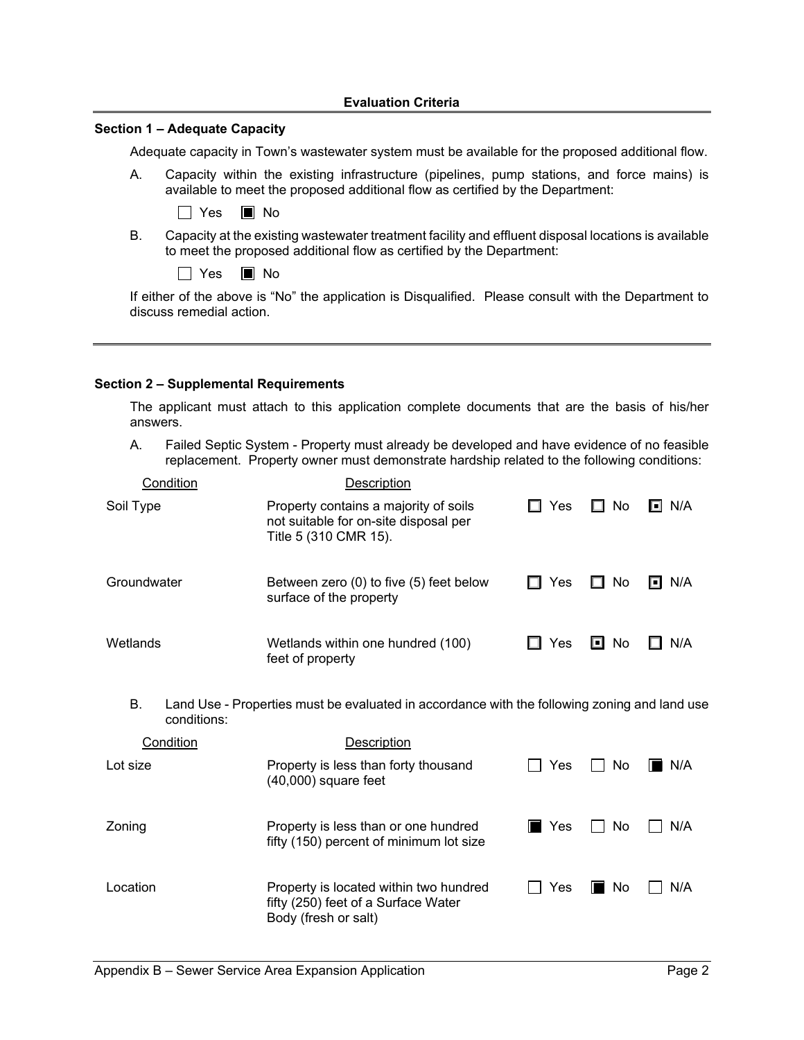## Evaluation Criteria

### Section 1 – Adequate Capacity

Adequate capacity in Town's wastewater system must be available for the proposed additional flow.

A. Capacity within the existing infrastructure (pipelines, pump stations, and force mains) is available to meet the proposed additional flow as certified by the Department:

☐ Yes ☒ No

B. Capacity at the existing wastewater treatment facility and effluent disposal locations is available to meet the proposed additional flow as certified by the Department:

☐ Yes ☒ No

If either of the above is "No" the application is Disqualified. Please consult with the Department to discuss remedial action.

---

### Section 2 – Supplemental Requirements

The applicant must attach to this application complete documents that are the basis of his/her answers.

A. Failed Septic System - Property must already be developed and have evidence of no feasible replacement. Property owner must demonstrate hardship related to the following conditions:

| Condition | Description | | | |
|---|---|---|---|---|
| Soil Type | Property contains a majority of soils not suitable for on-site disposal per Title 5 (310 CMR 15). | ☐ Yes | ☐ No | ☒ N/A |
| Groundwater | Between zero (0) to five (5) feet below surface of the property | ☐ Yes | ☐ No | ☒ N/A |
| Wetlands | Wetlands within one hundred (100) feet of property | ☐ Yes | ☒ No | ☐ N/A |

B. Land Use - Properties must be evaluated in accordance with the following zoning and land use conditions:

| Condition | Description | | | |
|---|---|---|---|---|
| Lot size | Property is less than forty thousand (40,000) square feet | ☐ Yes | ☐ No | ☒ N/A |
| Zoning | Property is less than or one hundred fifty (150) percent of minimum lot size | ☒ Yes | ☐ No | ☐ N/A |
| Location | Property is located within two hundred fifty (250) feet of a Surface Water Body (fresh or salt) | ☐ Yes | ☒ No | ☐ N/A |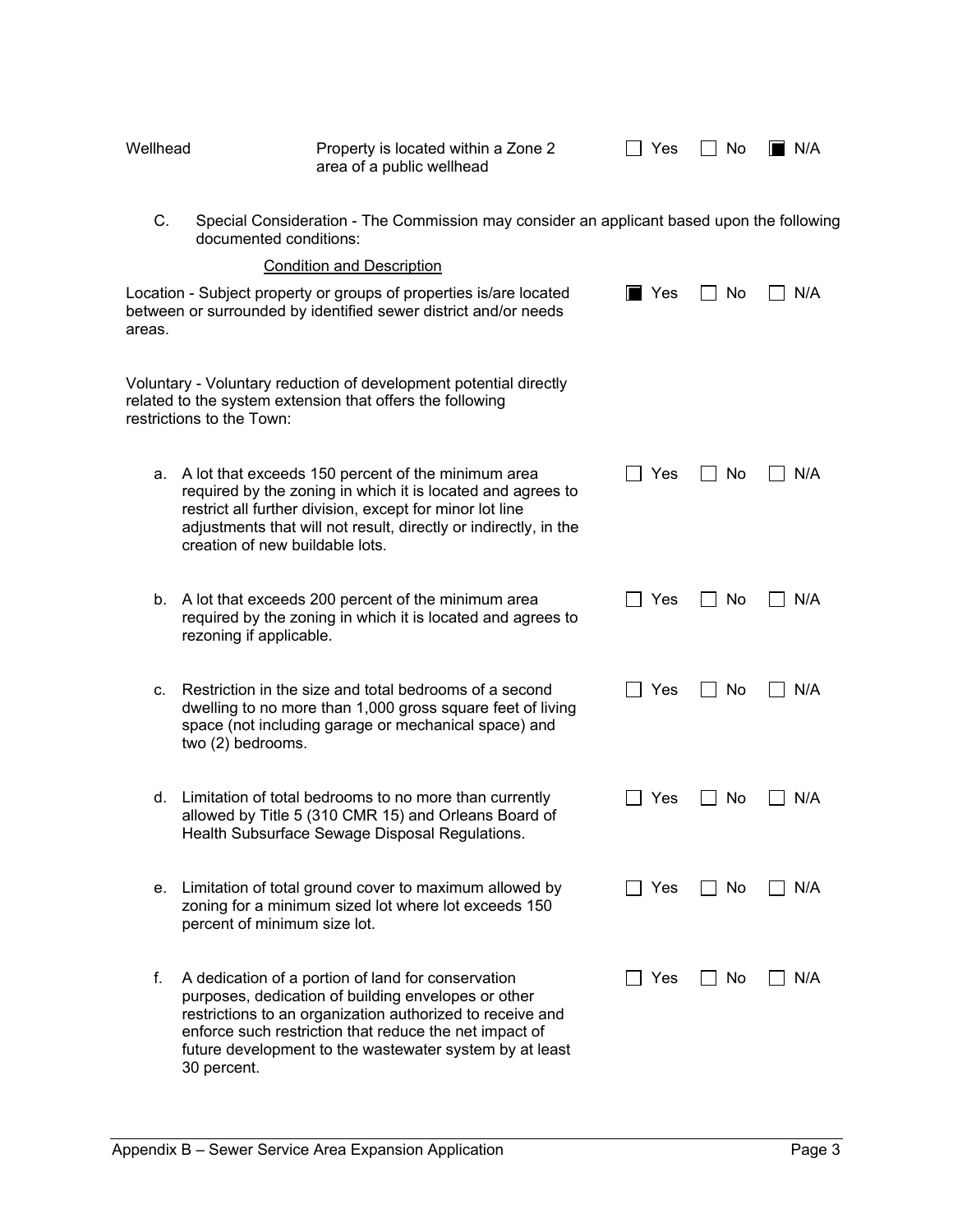| | | | | |
|---|---|---|---|---|
| Wellhead | Property is located within a Zone 2 area of a public wellhead | ☐ Yes | ☐ No | ☒ N/A |

C. Special Consideration - The Commission may consider an applicant based upon the following documented conditions:

<u>Condition and Description</u>

| | | | |
|---|---|---|---|
| Location - Subject property or groups of properties is/are located between or surrounded by identified sewer district and/or needs areas. | ☒ Yes | ☐ No | ☐ N/A |

Voluntary - Voluntary reduction of development potential directly related to the system extension that offers the following restrictions to the Town:

| | | | |
|---|---|---|---|
| a. A lot that exceeds 150 percent of the minimum area required by the zoning in which it is located and agrees to restrict all further division, except for minor lot line adjustments that will not result, directly or indirectly, in the creation of new buildable lots. | ☐ Yes | ☐ No | ☐ N/A |
| b. A lot that exceeds 200 percent of the minimum area required by the zoning in which it is located and agrees to rezoning if applicable. | ☐ Yes | ☐ No | ☐ N/A |
| c. Restriction in the size and total bedrooms of a second dwelling to no more than 1,000 gross square feet of living space (not including garage or mechanical space) and two (2) bedrooms. | ☐ Yes | ☐ No | ☐ N/A |
| d. Limitation of total bedrooms to no more than currently allowed by Title 5 (310 CMR 15) and Orleans Board of Health Subsurface Sewage Disposal Regulations. | ☐ Yes | ☐ No | ☐ N/A |
| e. Limitation of total ground cover to maximum allowed by zoning for a minimum sized lot where lot exceeds 150 percent of minimum size lot. | ☐ Yes | ☐ No | ☐ N/A |
| f. A dedication of a portion of land for conservation purposes, dedication of building envelopes or other restrictions to an organization authorized to receive and enforce such restriction that reduce the net impact of future development to the wastewater system by at least 30 percent. | ☐ Yes | ☐ No | ☐ N/A |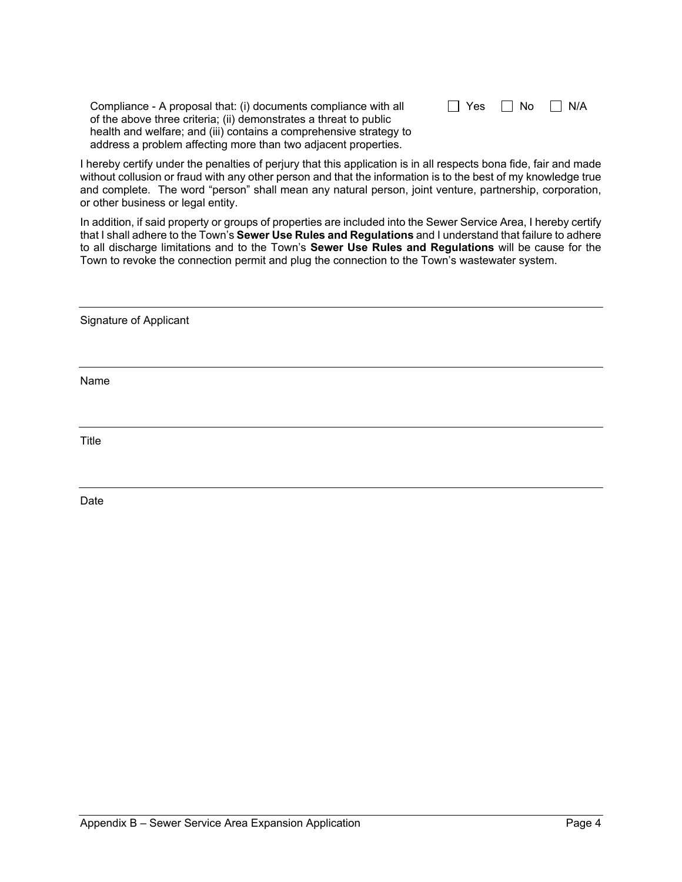Compliance - A proposal that: (i) documents compliance with all of the above three criteria; (ii) demonstrates a threat to public health and welfare; and (iii) contains a comprehensive strategy to address a problem affecting more than two adjacent properties. ☐ Yes ☐ No ☐ N/A

I hereby certify under the penalties of perjury that this application is in all respects bona fide, fair and made without collusion or fraud with any other person and that the information is to the best of my knowledge true and complete. The word "person" shall mean any natural person, joint venture, partnership, corporation, or other business or legal entity.

In addition, if said property or groups of properties are included into the Sewer Service Area, I hereby certify that I shall adhere to the Town's **Sewer Use Rules and Regulations** and I understand that failure to adhere to all discharge limitations and to the Town's **Sewer Use Rules and Regulations** will be cause for the Town to revoke the connection permit and plug the connection to the Town's wastewater system.

---

Signature of Applicant

---

Name

---

Title

---

Date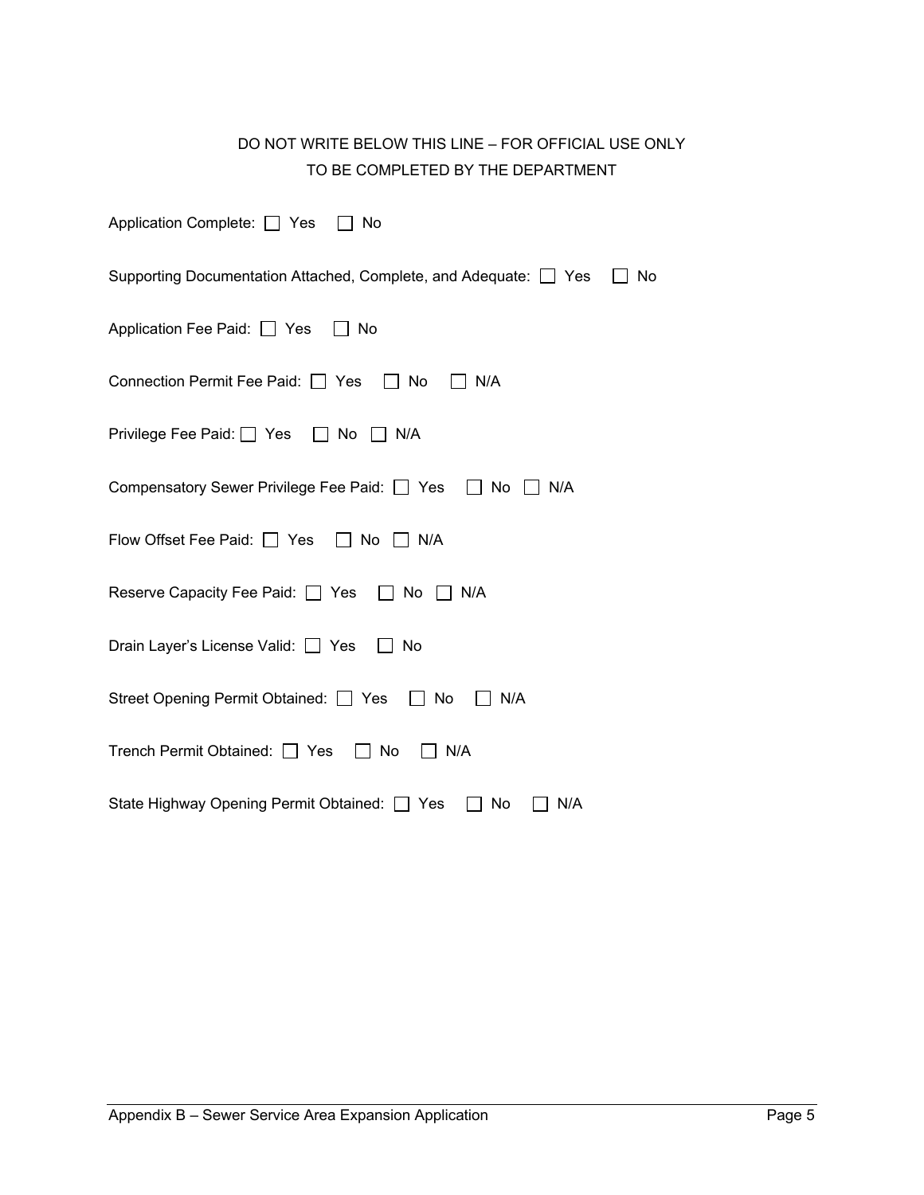DO NOT WRITE BELOW THIS LINE – FOR OFFICIAL USE ONLY
TO BE COMPLETED BY THE DEPARTMENT

Application Complete: ☐ Yes ☐ No

Supporting Documentation Attached, Complete, and Adequate: ☐ Yes ☐ No

Application Fee Paid: ☐ Yes ☐ No

Connection Permit Fee Paid: ☐ Yes ☐ No ☐ N/A

Privilege Fee Paid: ☐ Yes ☐ No ☐ N/A

Compensatory Sewer Privilege Fee Paid: ☐ Yes ☐ No ☐ N/A

Flow Offset Fee Paid: ☐ Yes ☐ No ☐ N/A

Reserve Capacity Fee Paid: ☐ Yes ☐ No ☐ N/A

Drain Layer's License Valid: ☐ Yes ☐ No

Street Opening Permit Obtained: ☐ Yes ☐ No ☐ N/A

Trench Permit Obtained: ☐ Yes ☐ No ☐ N/A

State Highway Opening Permit Obtained: ☐ Yes ☐ No ☐ N/A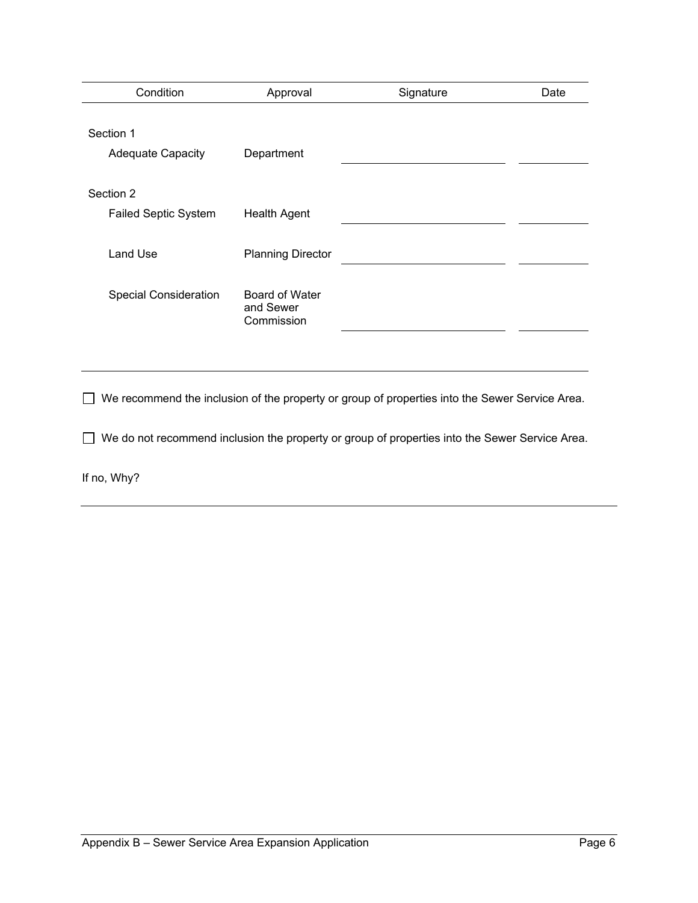| Condition | Approval | Signature | Date |
|---|---|---|---|
| Section 1 | | | |
| Adequate Capacity | Department | ______________________ | __________ |
| Section 2 | | | |
| Failed Septic System | Health Agent | ______________________ | __________ |
| Land Use | Planning Director | ______________________ | __________ |
| Special Consideration | Board of Water and Sewer Commission | ______________________ | __________ |

☐ We recommend the inclusion of the property or group of properties into the Sewer Service Area.

☐ We do not recommend inclusion the property or group of properties into the Sewer Service Area.

If no, Why?

___________________________________________________________________________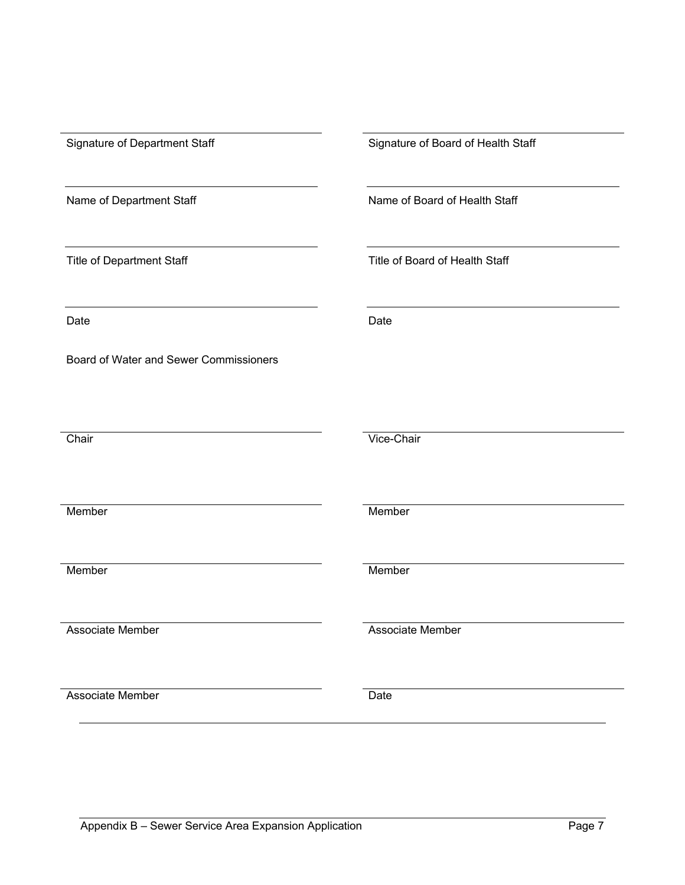| | |
|---|---|
| Signature of Department Staff | Signature of Board of Health Staff |
| Name of Department Staff | Name of Board of Health Staff |
| Title of Department Staff | Title of Board of Health Staff |
| Date | Date |

Board of Water and Sewer Commissioners

| | |
|---|---|
| Chair | Vice-Chair |
| Member | Member |
| Member | Member |
| Associate Member | Associate Member |
| Associate Member | Date |